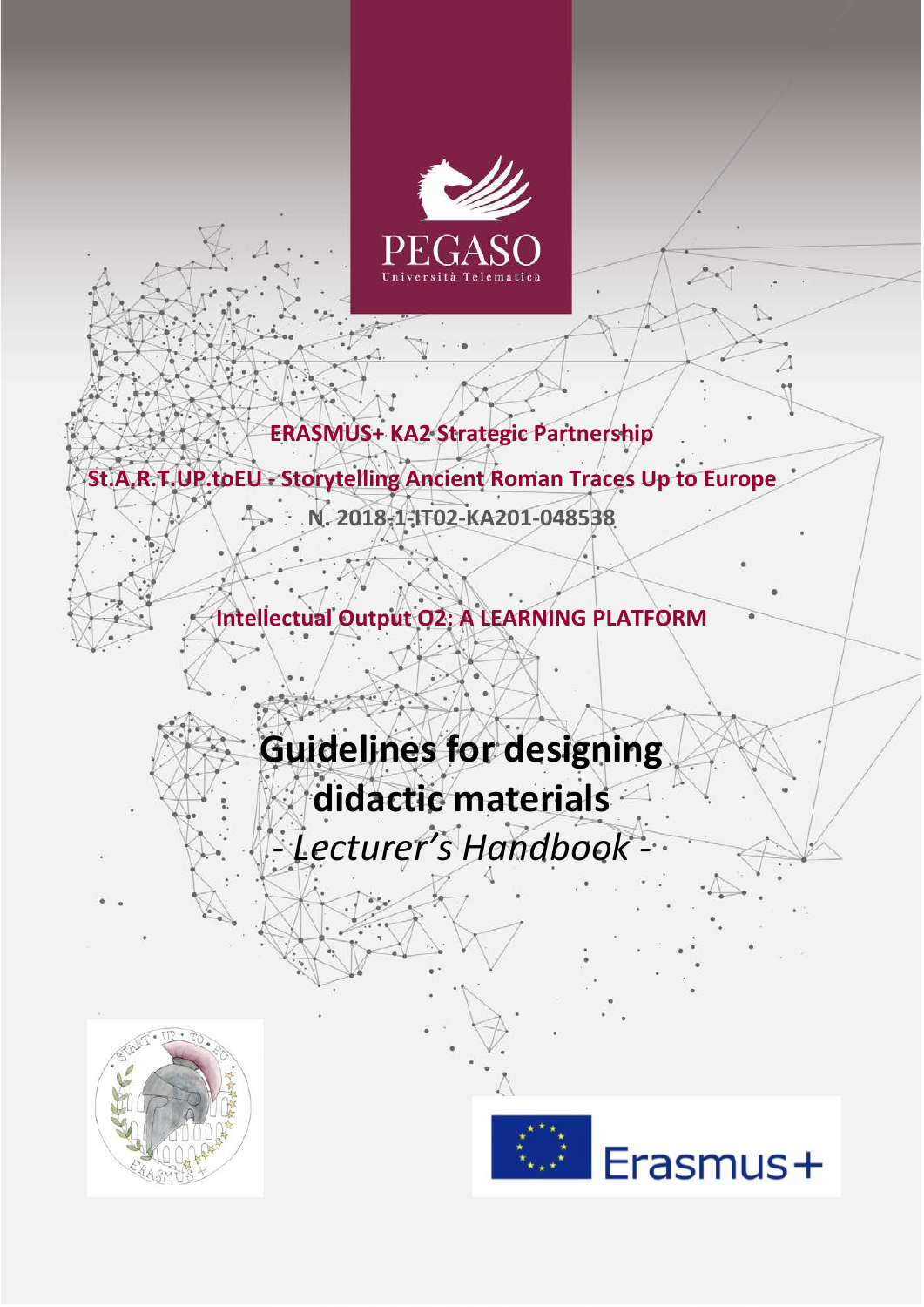PEGASO

Università Telematica

**ERASMUS+ KA2 Strategic Partnership**

**St.A.R.T.UP.toEU - Storytelling Ancient Roman Traces Up to Europe**

**N. 2018-1-IT02-KA201-048538**

**Intellectual Output O2: A LEARNING PLATFORM**

# Guidelines for designing didactic materials

*- Lecturer's Handbook -*

Erasmus+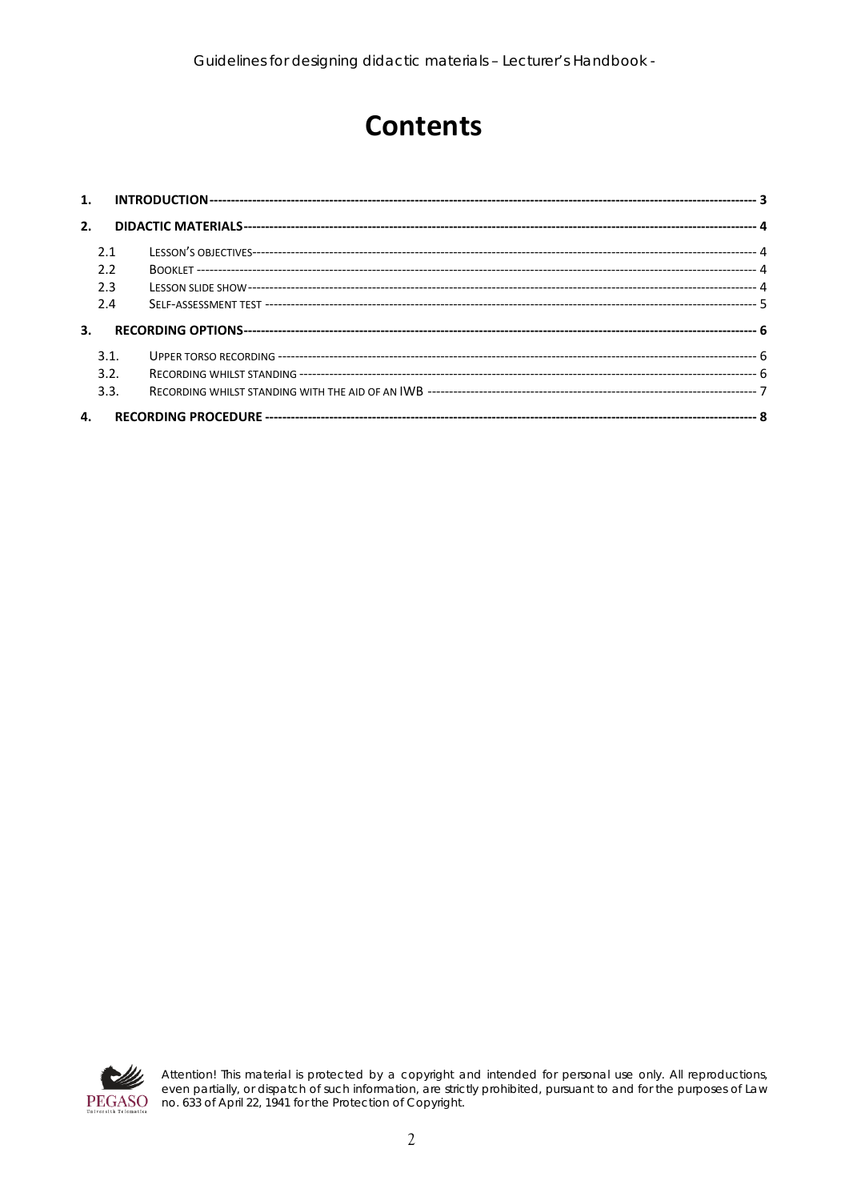# Contents

1. **INTRODUCTION** — 3
2. **DIDACTIC MATERIALS** — 4
   - 2.1 Lesson's objectives — 4
   - 2.2 Booklet — 4
   - 2.3 Lesson slide show — 4
   - 2.4 Self-assessment test — 5
3. **RECORDING OPTIONS** — 6
   - 3.1. Upper torso recording — 6
   - 3.2. Recording whilst standing — 6
   - 3.3. Recording whilst standing with the aid of an IWB — 7
4. **RECORDING PROCEDURE** — 8

*Attention! This material is protected by a copyright and intended for personal use only. All reproductions, even partially, or dispatch of such information, are strictly prohibited, pursuant to and for the purposes of Law no. 633 of April 22, 1941 for the Protection of Copyright.*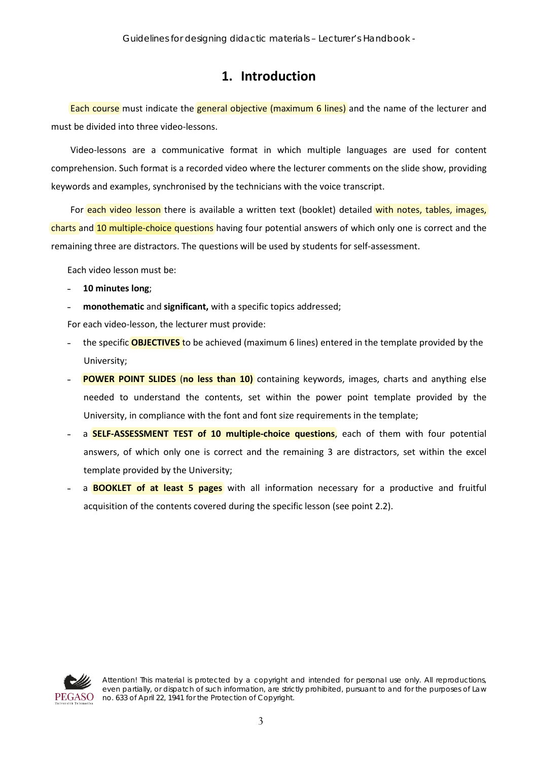# 1. Introduction

Each course must indicate the general objective (maximum 6 lines) and the name of the lecturer and must be divided into three video-lessons.

Video-lessons are a communicative format in which multiple languages are used for content comprehension. Such format is a recorded video where the lecturer comments on the slide show, providing keywords and examples, synchronised by the technicians with the voice transcript.

For each video lesson there is available a written text (booklet) detailed with notes, tables, images, charts and 10 multiple-choice questions having four potential answers of which only one is correct and the remaining three are distractors. The questions will be used by students for self-assessment.

Each video lesson must be:

- **10 minutes long**;
- **monothematic** and **significant,** with a specific topics addressed;

For each video-lesson, the lecturer must provide:

- the specific **OBJECTIVES** to be achieved (maximum 6 lines) entered in the template provided by the University;
- **POWER POINT SLIDES** (**no less than 10)** containing keywords, images, charts and anything else needed to understand the contents, set within the power point template provided by the University, in compliance with the font and font size requirements in the template;
- a **SELF-ASSESSMENT TEST of 10 multiple-choice questions**, each of them with four potential answers, of which only one is correct and the remaining 3 are distractors, set within the excel template provided by the University;
- a **BOOKLET of at least 5 pages** with all information necessary for a productive and fruitful acquisition of the contents covered during the specific lesson (see point 2.2).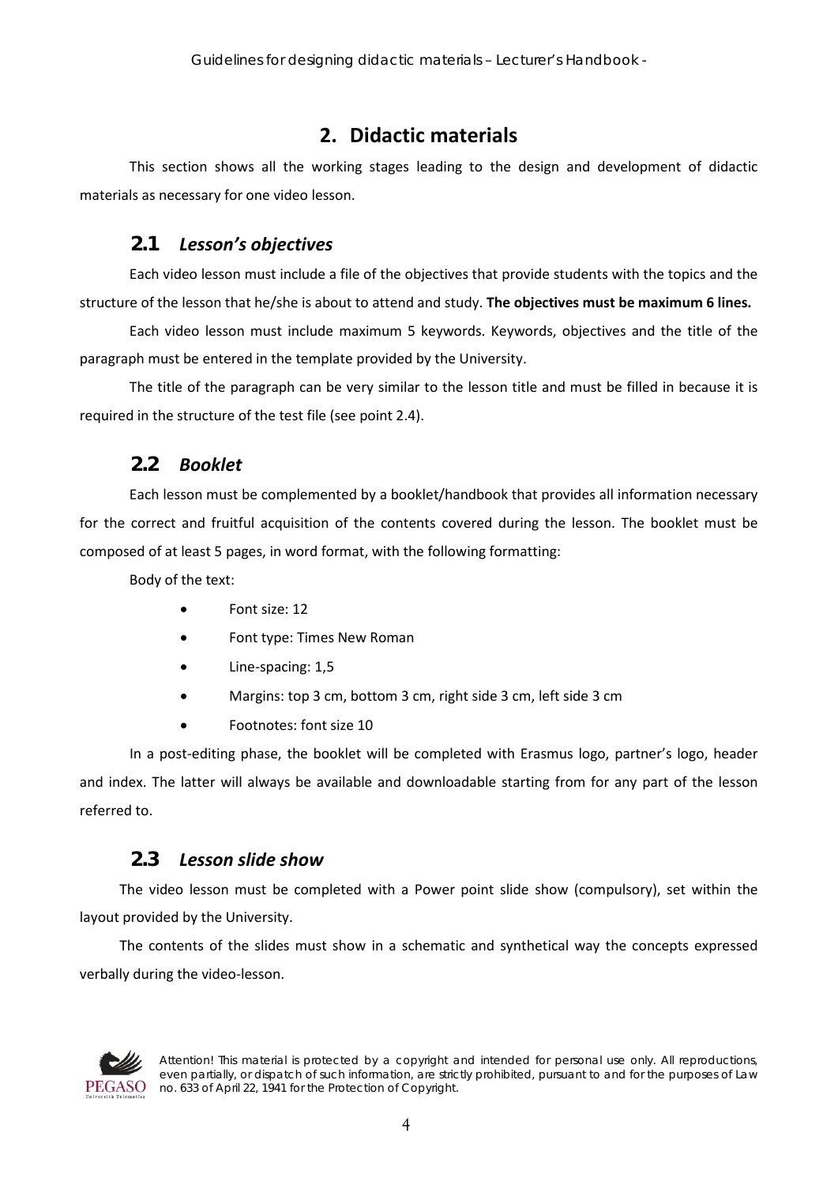## 2. Didactic materials

This section shows all the working stages leading to the design and development of didactic materials as necessary for one video lesson.

### 2.1 *Lesson's objectives*

Each video lesson must include a file of the objectives that provide students with the topics and the structure of the lesson that he/she is about to attend and study. **The objectives must be maximum 6 lines.**

Each video lesson must include maximum 5 keywords. Keywords, objectives and the title of the paragraph must be entered in the template provided by the University.

The title of the paragraph can be very similar to the lesson title and must be filled in because it is required in the structure of the test file (see point 2.4).

### 2.2 *Booklet*

Each lesson must be complemented by a booklet/handbook that provides all information necessary for the correct and fruitful acquisition of the contents covered during the lesson. The booklet must be composed of at least 5 pages, in word format, with the following formatting:

Body of the text:

- Font size: 12
- Font type: Times New Roman
- Line-spacing: 1,5
- Margins: top 3 cm, bottom 3 cm, right side 3 cm, left side 3 cm
- Footnotes: font size 10

In a post-editing phase, the booklet will be completed with Erasmus logo, partner's logo, header and index. The latter will always be available and downloadable starting from for any part of the lesson referred to.

### 2.3 *Lesson slide show*

The video lesson must be completed with a Power point slide show (compulsory), set within the layout provided by the University.

The contents of the slides must show in a schematic and synthetical way the concepts expressed verbally during the video-lesson.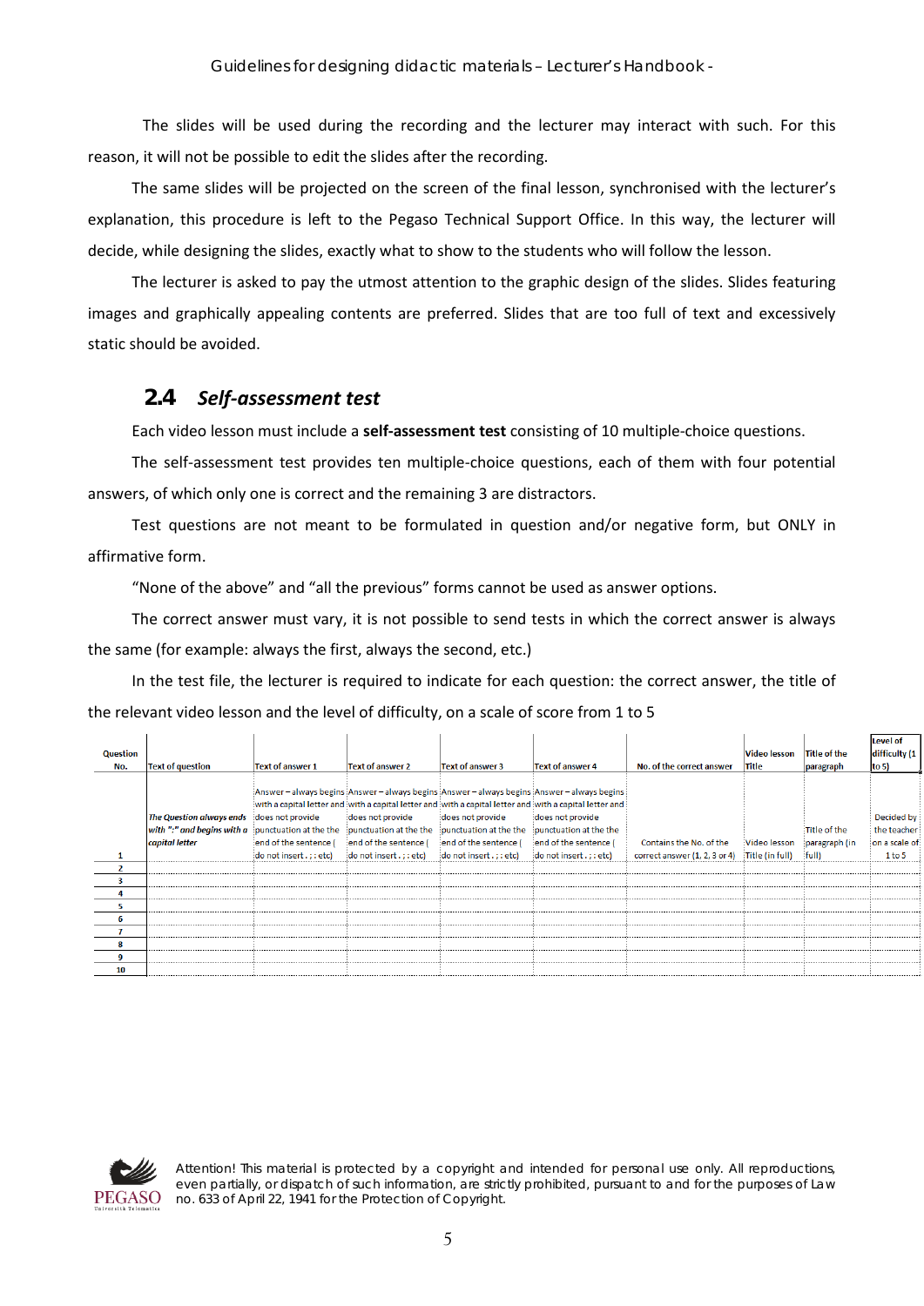The slides will be used during the recording and the lecturer may interact with such. For this reason, it will not be possible to edit the slides after the recording.

The same slides will be projected on the screen of the final lesson, synchronised with the lecturer's explanation, this procedure is left to the Pegaso Technical Support Office. In this way, the lecturer will decide, while designing the slides, exactly what to show to the students who will follow the lesson.

The lecturer is asked to pay the utmost attention to the graphic design of the slides. Slides featuring images and graphically appealing contents are preferred. Slides that are too full of text and excessively static should be avoided.

## 2.4 *Self-assessment test*

Each video lesson must include a **self-assessment test** consisting of 10 multiple-choice questions.

The self-assessment test provides ten multiple-choice questions, each of them with four potential answers, of which only one is correct and the remaining 3 are distractors.

Test questions are not meant to be formulated in question and/or negative form, but ONLY in affirmative form.

"None of the above" and "all the previous" forms cannot be used as answer options.

The correct answer must vary, it is not possible to send tests in which the correct answer is always the same (for example: always the first, always the second, etc.)

In the test file, the lecturer is required to indicate for each question: the correct answer, the title of the relevant video lesson and the level of difficulty, on a scale of score from 1 to 5

| Question No. | Text of question | Text of answer 1 | Text of answer 2 | Text of answer 3 | Text of answer 4 | No. of the correct answer | Video lesson Title | Title of the paragraph | Level of difficulty (1 to 5) |
|---|---|---|---|---|---|---|---|---|---|
| 1 | *The Question always ends with ":" and begins with a capital letter* | Answer – always begins with a capital letter and does not provide punctuation at the the end of the sentence ( do not insert . ; : etc) | Answer – always begins with a capital letter and does not provide punctuation at the the end of the sentence ( do not insert . ; : etc) | Answer – always begins with a capital letter and does not provide punctuation at the the end of the sentence ( do not insert . ; : etc) | Answer – always begins with a capital letter and does not provide punctuation at the the end of the sentence ( do not insert . ; : etc) | Contains the No. of the correct answer (1, 2, 3 or 4) | Video lesson Title (in full) | Title of the paragraph (in full) | Decided by the teacher on a scale of 1 to 5 |
| 2 | | | | | | | | | |
| 3 | | | | | | | | | |
| 4 | | | | | | | | | |
| 5 | | | | | | | | | |
| 6 | | | | | | | | | |
| 7 | | | | | | | | | |
| 8 | | | | | | | | | |
| 9 | | | | | | | | | |
| 10 | | | | | | | | | |

Attention! This material is protected by a copyright and intended for personal use only. All reproductions, even partially, or dispatch of such information, are strictly prohibited, pursuant to and for the purposes of Law no. 633 of April 22, 1941 for the Protection of Copyright.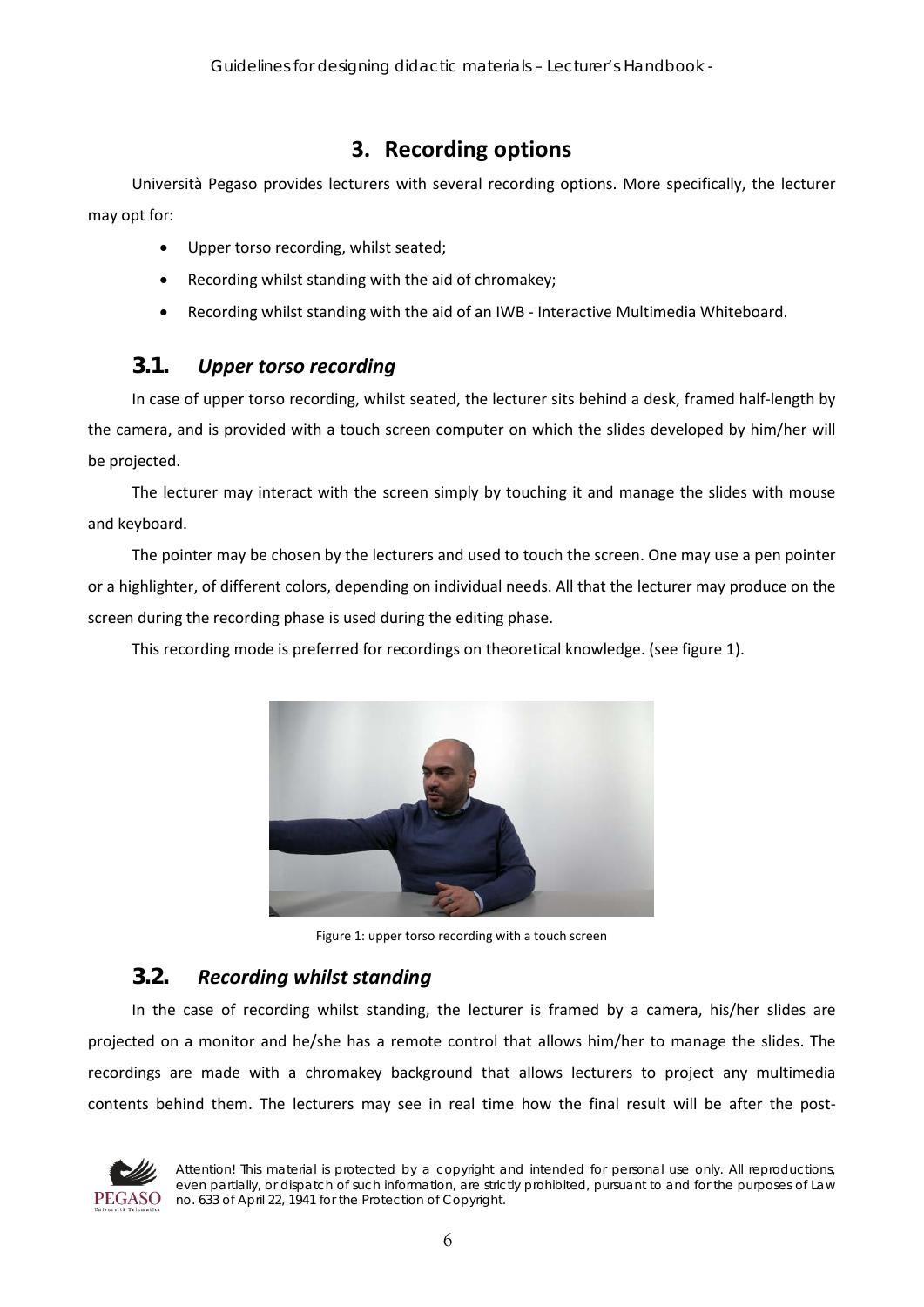## 3. Recording options

Università Pegaso provides lecturers with several recording options. More specifically, the lecturer may opt for:

- Upper torso recording, whilst seated;
- Recording whilst standing with the aid of chromakey;
- Recording whilst standing with the aid of an IWB - Interactive Multimedia Whiteboard.

### 3.1. *Upper torso recording*

In case of upper torso recording, whilst seated, the lecturer sits behind a desk, framed half-length by the camera, and is provided with a touch screen computer on which the slides developed by him/her will be projected.

The lecturer may interact with the screen simply by touching it and manage the slides with mouse and keyboard.

The pointer may be chosen by the lecturers and used to touch the screen. One may use a pen pointer or a highlighter, of different colors, depending on individual needs. All that the lecturer may produce on the screen during the recording phase is used during the editing phase.

This recording mode is preferred for recordings on theoretical knowledge. (see figure 1).

Figure 1: upper torso recording with a touch screen

### 3.2. *Recording whilst standing*

In the case of recording whilst standing, the lecturer is framed by a camera, his/her slides are projected on a monitor and he/she has a remote control that allows him/her to manage the slides. The recordings are made with a chromakey background that allows lecturers to project any multimedia contents behind them. The lecturers may see in real time how the final result will be after the post-

Attention! This material is protected by a copyright and intended for personal use only. All reproductions, even partially, or dispatch of such information, are strictly prohibited, pursuant to and for the purposes of Law no. 633 of April 22, 1941 for the Protection of Copyright.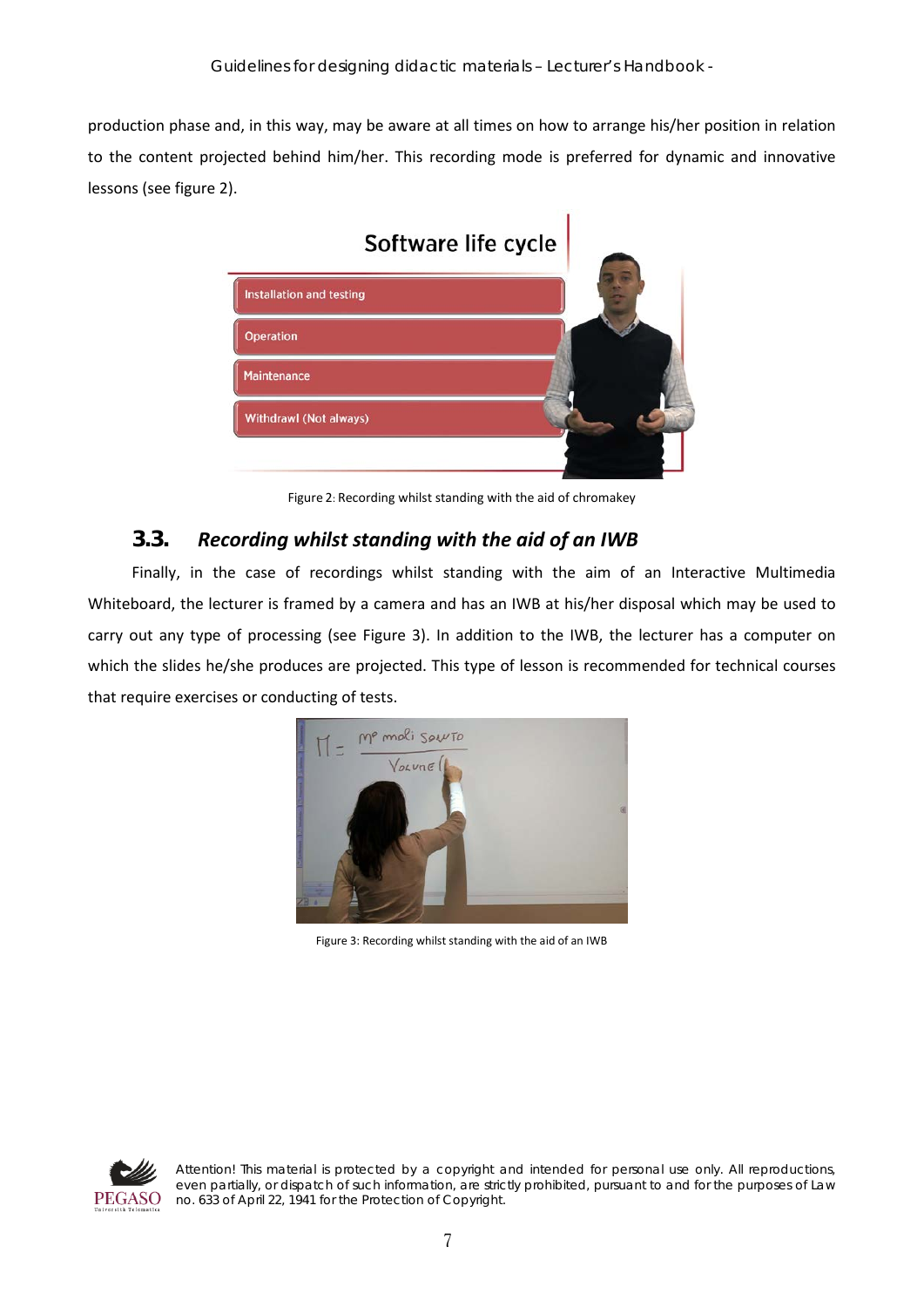production phase and, in this way, may be aware at all times on how to arrange his/her position in relation to the content projected behind him/her. This recording mode is preferred for dynamic and innovative lessons (see figure 2).

Figure 2: Recording whilst standing with the aid of chromakey

## 3.3. *Recording whilst standing with the aid of an IWB*

Finally, in the case of recordings whilst standing with the aim of an Interactive Multimedia Whiteboard, the lecturer is framed by a camera and has an IWB at his/her disposal which may be used to carry out any type of processing (see Figure 3). In addition to the IWB, the lecturer has a computer on which the slides he/she produces are projected. This type of lesson is recommended for technical courses that require exercises or conducting of tests.

Figure 3: Recording whilst standing with the aid of an IWB

Attention! This material is protected by a copyright and intended for personal use only. All reproductions, even partially, or dispatch of such information, are strictly prohibited, pursuant to and for the purposes of Law no. 633 of April 22, 1941 for the Protection of Copyright.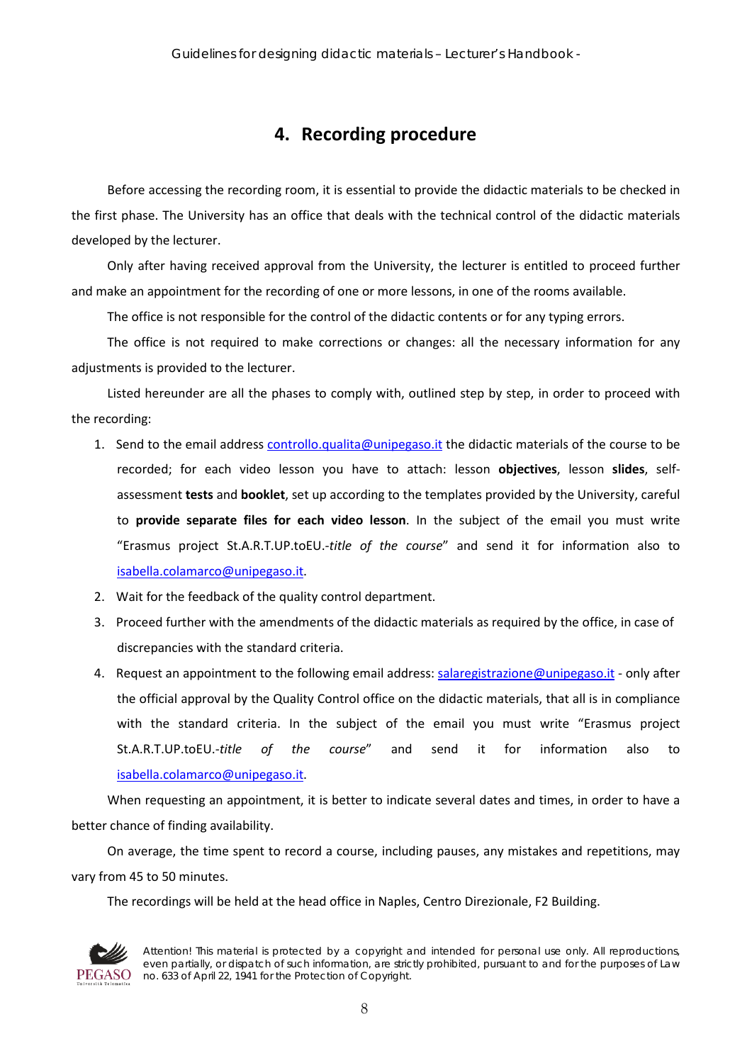# 4. Recording procedure

Before accessing the recording room, it is essential to provide the didactic materials to be checked in the first phase. The University has an office that deals with the technical control of the didactic materials developed by the lecturer.

Only after having received approval from the University, the lecturer is entitled to proceed further and make an appointment for the recording of one or more lessons, in one of the rooms available.

The office is not responsible for the control of the didactic contents or for any typing errors.

The office is not required to make corrections or changes: all the necessary information for any adjustments is provided to the lecturer.

Listed hereunder are all the phases to comply with, outlined step by step, in order to proceed with the recording:

1. Send to the email address controllo.qualita@unipegaso.it the didactic materials of the course to be recorded; for each video lesson you have to attach: lesson **objectives**, lesson **slides**, self-assessment **tests** and **booklet**, set up according to the templates provided by the University, careful to **provide separate files for each video lesson**. In the subject of the email you must write "Erasmus project St.A.R.T.UP.toEU.-*title of the course*" and send it for information also to isabella.colamarco@unipegaso.it.
2. Wait for the feedback of the quality control department.
3. Proceed further with the amendments of the didactic materials as required by the office, in case of discrepancies with the standard criteria.
4. Request an appointment to the following email address: salaregistrazione@unipegaso.it - only after the official approval by the Quality Control office on the didactic materials, that all is in compliance with the standard criteria. In the subject of the email you must write "Erasmus project St.A.R.T.UP.toEU.-*title of the course*" and send it for information also to isabella.colamarco@unipegaso.it.

When requesting an appointment, it is better to indicate several dates and times, in order to have a better chance of finding availability.

On average, the time spent to record a course, including pauses, any mistakes and repetitions, may vary from 45 to 50 minutes.

The recordings will be held at the head office in Naples, Centro Direzionale, F2 Building.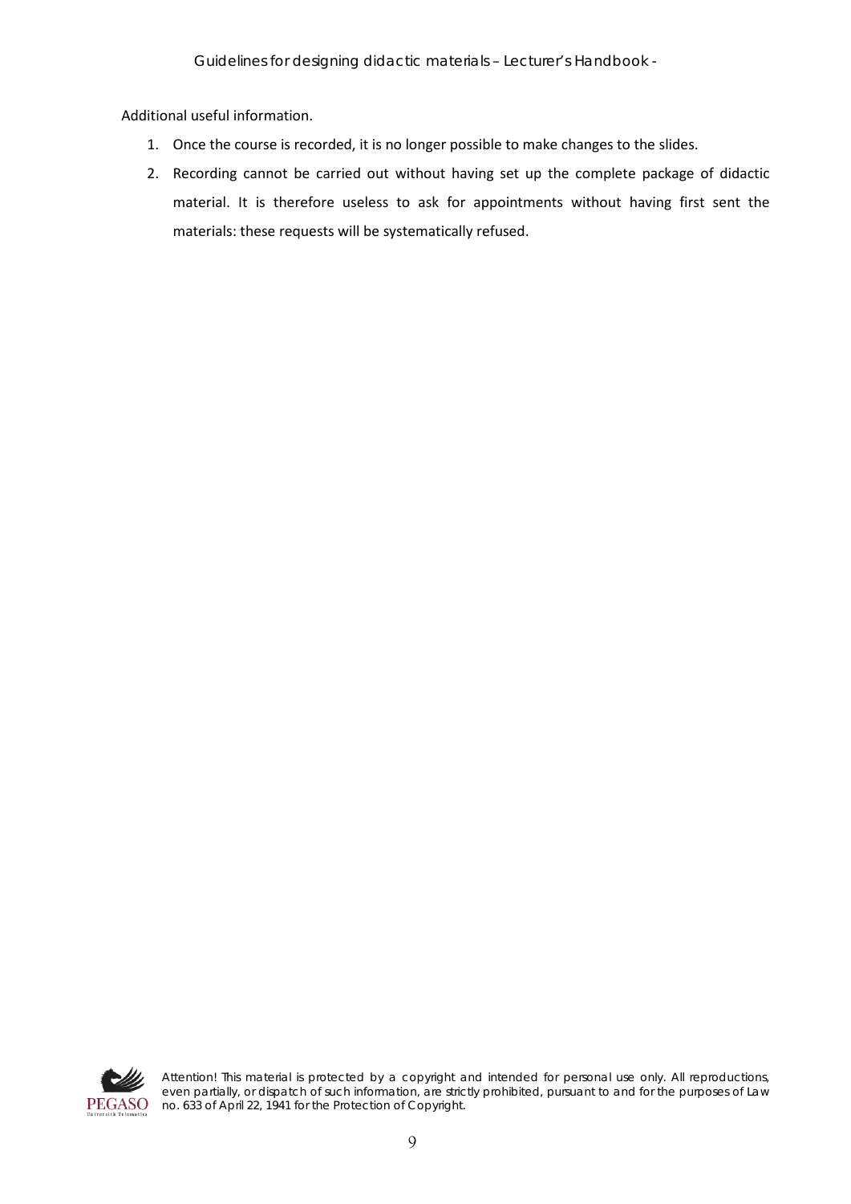Additional useful information.

1. Once the course is recorded, it is no longer possible to make changes to the slides.
2. Recording cannot be carried out without having set up the complete package of didactic material. It is therefore useless to ask for appointments without having first sent the materials: these requests will be systematically refused.